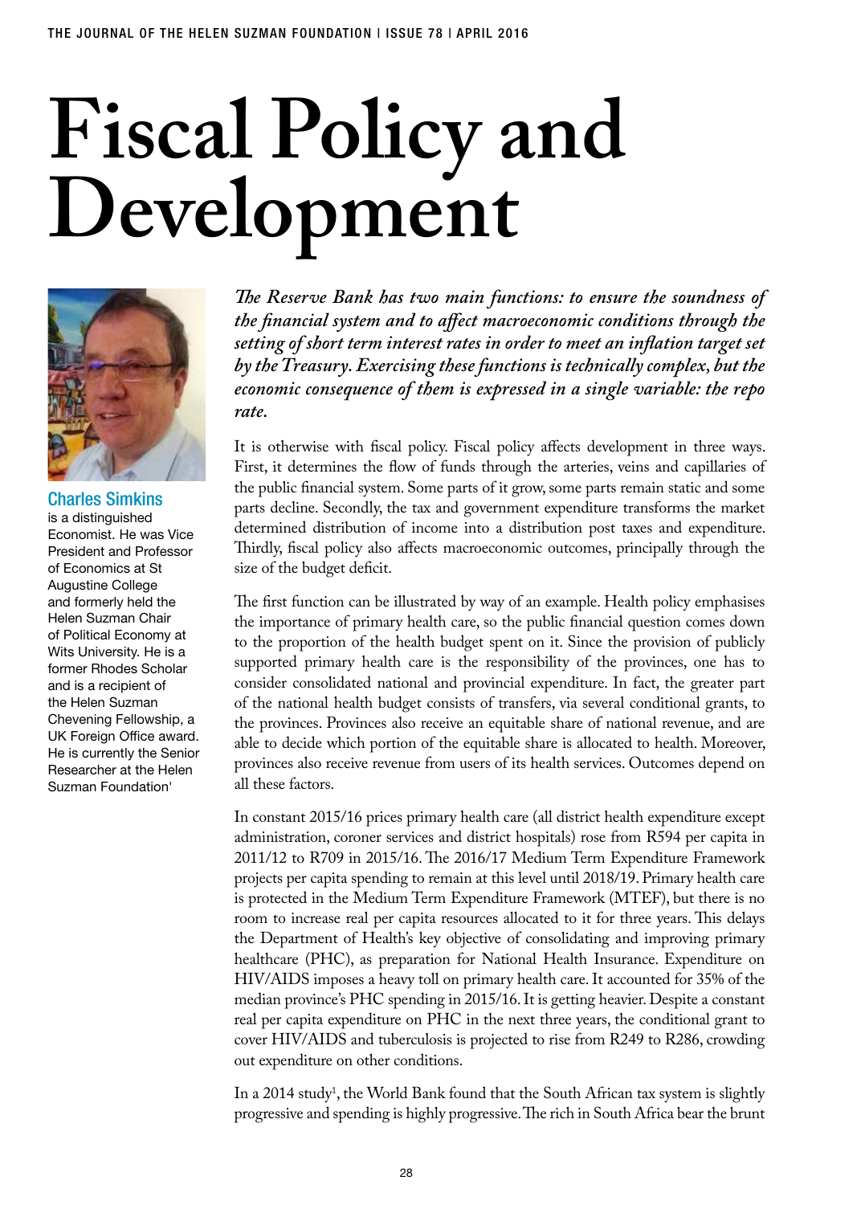# Fiscal Policy and Development

**Charles Simkins** is a distinguished Economist. He was Vice President and Professor of Economics at St Augustine College and formerly held the Helen Suzman Chair of Political Economy at Wits University. He is a former Rhodes Scholar and is a recipient of the Helen Suzman Chevening Fellowship, a UK Foreign Office award. He is currently the Senior Researcher at the Helen Suzman Foundation'

***The Reserve Bank has two main functions: to ensure the soundness of the financial system and to affect macroeconomic conditions through the setting of short term interest rates in order to meet an inflation target set by the Treasury. Exercising these functions is technically complex, but the economic consequence of them is expressed in a single variable: the repo rate.***

It is otherwise with fiscal policy. Fiscal policy affects development in three ways. First, it determines the flow of funds through the arteries, veins and capillaries of the public financial system. Some parts of it grow, some parts remain static and some parts decline. Secondly, the tax and government expenditure transforms the market determined distribution of income into a distribution post taxes and expenditure. Thirdly, fiscal policy also affects macroeconomic outcomes, principally through the size of the budget deficit.

The first function can be illustrated by way of an example. Health policy emphasises the importance of primary health care, so the public financial question comes down to the proportion of the health budget spent on it. Since the provision of publicly supported primary health care is the responsibility of the provinces, one has to consider consolidated national and provincial expenditure. In fact, the greater part of the national health budget consists of transfers, via several conditional grants, to the provinces. Provinces also receive an equitable share of national revenue, and are able to decide which portion of the equitable share is allocated to health. Moreover, provinces also receive revenue from users of its health services. Outcomes depend on all these factors.

In constant 2015/16 prices primary health care (all district health expenditure except administration, coroner services and district hospitals) rose from R594 per capita in 2011/12 to R709 in 2015/16. The 2016/17 Medium Term Expenditure Framework projects per capita spending to remain at this level until 2018/19. Primary health care is protected in the Medium Term Expenditure Framework (MTEF), but there is no room to increase real per capita resources allocated to it for three years. This delays the Department of Health's key objective of consolidating and improving primary healthcare (PHC), as preparation for National Health Insurance. Expenditure on HIV/AIDS imposes a heavy toll on primary health care. It accounted for 35% of the median province's PHC spending in 2015/16. It is getting heavier. Despite a constant real per capita expenditure on PHC in the next three years, the conditional grant to cover HIV/AIDS and tuberculosis is projected to rise from R249 to R286, crowding out expenditure on other conditions.

In a 2014 study[1], the World Bank found that the South African tax system is slightly progressive and spending is highly progressive. The rich in South Africa bear the brunt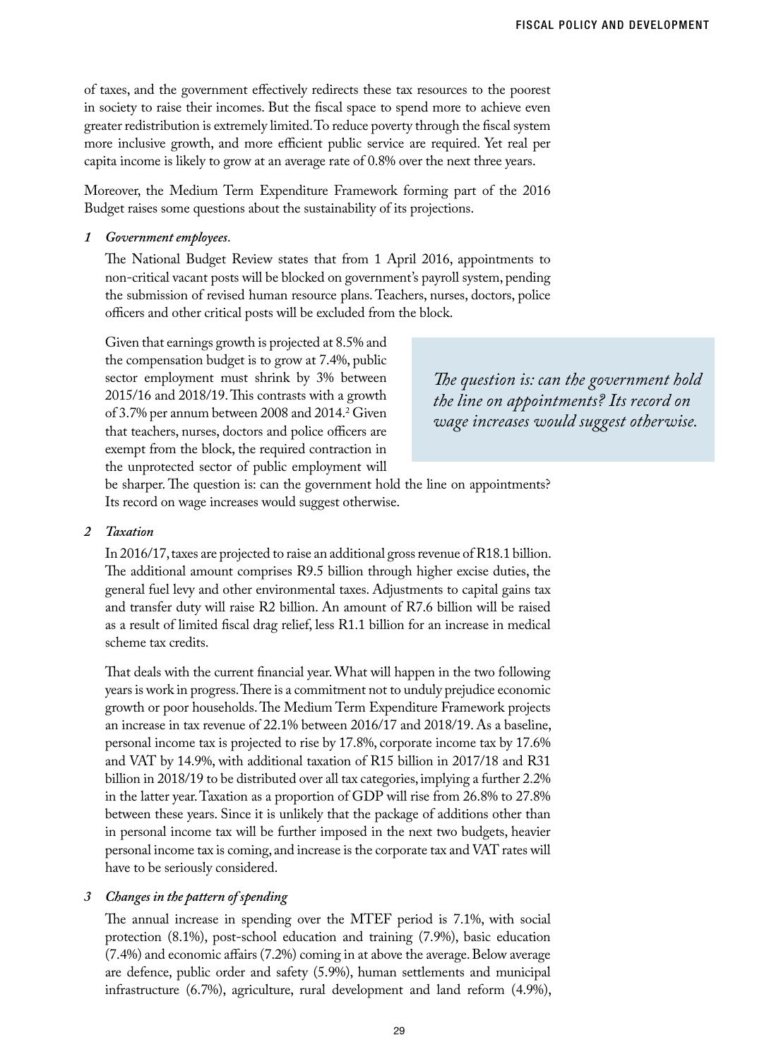of taxes, and the government effectively redirects these tax resources to the poorest in society to raise their incomes. But the fiscal space to spend more to achieve even greater redistribution is extremely limited. To reduce poverty through the fiscal system more inclusive growth, and more efficient public service are required. Yet real per capita income is likely to grow at an average rate of 0.8% over the next three years.

Moreover, the Medium Term Expenditure Framework forming part of the 2016 Budget raises some questions about the sustainability of its projections.

*1 Government employees.*

The National Budget Review states that from 1 April 2016, appointments to non-critical vacant posts will be blocked on government's payroll system, pending the submission of revised human resource plans. Teachers, nurses, doctors, police officers and other critical posts will be excluded from the block.

Given that earnings growth is projected at 8.5% and the compensation budget is to grow at 7.4%, public sector employment must shrink by 3% between 2015/16 and 2018/19. This contrasts with a growth of 3.7% per annum between 2008 and 2014.[2] Given that teachers, nurses, doctors and police officers are exempt from the block, the required contraction in the unprotected sector of public employment will be sharper. The question is: can the government hold the line on appointments? Its record on wage increases would suggest otherwise.

> *The question is: can the government hold the line on appointments? Its record on wage increases would suggest otherwise.*

*2 Taxation*

In 2016/17, taxes are projected to raise an additional gross revenue of R18.1 billion. The additional amount comprises R9.5 billion through higher excise duties, the general fuel levy and other environmental taxes. Adjustments to capital gains tax and transfer duty will raise R2 billion. An amount of R7.6 billion will be raised as a result of limited fiscal drag relief, less R1.1 billion for an increase in medical scheme tax credits.

That deals with the current financial year. What will happen in the two following years is work in progress. There is a commitment not to unduly prejudice economic growth or poor households. The Medium Term Expenditure Framework projects an increase in tax revenue of 22.1% between 2016/17 and 2018/19. As a baseline, personal income tax is projected to rise by 17.8%, corporate income tax by 17.6% and VAT by 14.9%, with additional taxation of R15 billion in 2017/18 and R31 billion in 2018/19 to be distributed over all tax categories, implying a further 2.2% in the latter year. Taxation as a proportion of GDP will rise from 26.8% to 27.8% between these years. Since it is unlikely that the package of additions other than in personal income tax will be further imposed in the next two budgets, heavier personal income tax is coming, and increase is the corporate tax and VAT rates will have to be seriously considered.

*3 Changes in the pattern of spending*

The annual increase in spending over the MTEF period is 7.1%, with social protection (8.1%), post-school education and training (7.9%), basic education (7.4%) and economic affairs (7.2%) coming in at above the average. Below average are defence, public order and safety (5.9%), human settlements and municipal infrastructure (6.7%), agriculture, rural development and land reform (4.9%),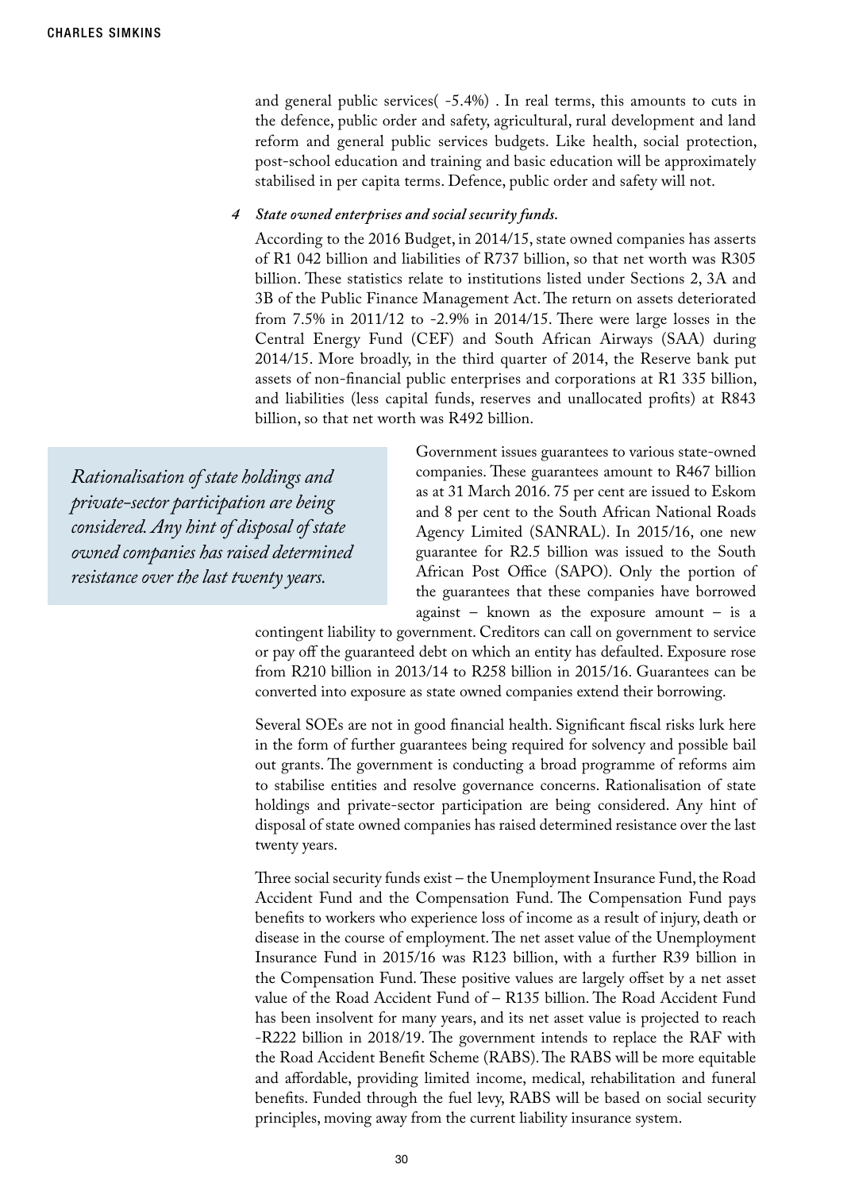and general public services( -5.4%) . In real terms, this amounts to cuts in the defence, public order and safety, agricultural, rural development and land reform and general public services budgets. Like health, social protection, post-school education and training and basic education will be approximately stabilised in per capita terms. Defence, public order and safety will not.

*4 State owned enterprises and social security funds.*

According to the 2016 Budget, in 2014/15, state owned companies has asserts of R1 042 billion and liabilities of R737 billion, so that net worth was R305 billion. These statistics relate to institutions listed under Sections 2, 3A and 3B of the Public Finance Management Act. The return on assets deteriorated from 7.5% in 2011/12 to -2.9% in 2014/15. There were large losses in the Central Energy Fund (CEF) and South African Airways (SAA) during 2014/15. More broadly, in the third quarter of 2014, the Reserve bank put assets of non-financial public enterprises and corporations at R1 335 billion, and liabilities (less capital funds, reserves and unallocated profits) at R843 billion, so that net worth was R492 billion.

> *Rationalisation of state holdings and private-sector participation are being considered. Any hint of disposal of state owned companies has raised determined resistance over the last twenty years.*

Government issues guarantees to various state-owned companies. These guarantees amount to R467 billion as at 31 March 2016. 75 per cent are issued to Eskom and 8 per cent to the South African National Roads Agency Limited (SANRAL). In 2015/16, one new guarantee for R2.5 billion was issued to the South African Post Office (SAPO). Only the portion of the guarantees that these companies have borrowed against – known as the exposure amount – is a contingent liability to government. Creditors can call on government to service or pay off the guaranteed debt on which an entity has defaulted. Exposure rose from R210 billion in 2013/14 to R258 billion in 2015/16. Guarantees can be converted into exposure as state owned companies extend their borrowing.

Several SOEs are not in good financial health. Significant fiscal risks lurk here in the form of further guarantees being required for solvency and possible bail out grants. The government is conducting a broad programme of reforms aim to stabilise entities and resolve governance concerns. Rationalisation of state holdings and private-sector participation are being considered. Any hint of disposal of state owned companies has raised determined resistance over the last twenty years.

Three social security funds exist – the Unemployment Insurance Fund, the Road Accident Fund and the Compensation Fund. The Compensation Fund pays benefits to workers who experience loss of income as a result of injury, death or disease in the course of employment. The net asset value of the Unemployment Insurance Fund in 2015/16 was R123 billion, with a further R39 billion in the Compensation Fund. These positive values are largely offset by a net asset value of the Road Accident Fund of – R135 billion. The Road Accident Fund has been insolvent for many years, and its net asset value is projected to reach -R222 billion in 2018/19. The government intends to replace the RAF with the Road Accident Benefit Scheme (RABS). The RABS will be more equitable and affordable, providing limited income, medical, rehabilitation and funeral benefits. Funded through the fuel levy, RABS will be based on social security principles, moving away from the current liability insurance system.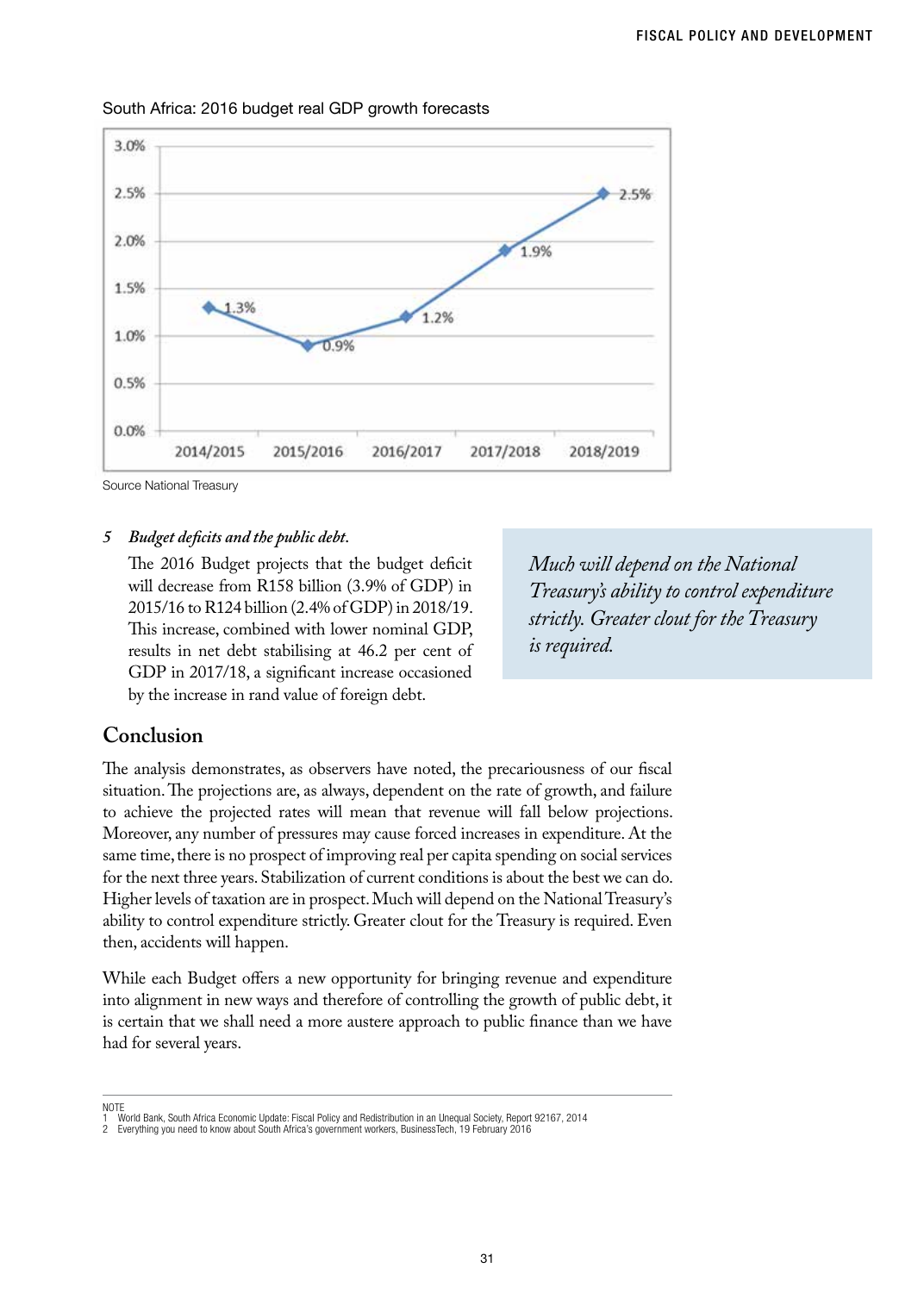South Africa: 2016 budget real GDP growth forecasts

3.0%
2.5%
2.0%
1.5%
1.0%
0.5%
0.0%

1.3%
0.9%
1.2%
1.9%
2.5%

2014/2015
2015/2016
2016/2017
2017/2018
2018/2019

Source National Treasury

5 *Budget deficits and the public debt.*

The 2016 Budget projects that the budget deficit will decrease from R158 billion (3.9% of GDP) in 2015/16 to R124 billion (2.4% of GDP) in 2018/19. This increase, combined with lower nominal GDP, results in net debt stabilising at 46.2 per cent of GDP in 2017/18, a significant increase occasioned by the increase in rand value of foreign debt.

*Much will depend on the National Treasury's ability to control expenditure strictly. Greater clout for the Treasury is required.*

## Conclusion

The analysis demonstrates, as observers have noted, the precariousness of our fiscal situation. The projections are, as always, dependent on the rate of growth, and failure to achieve the projected rates will mean that revenue will fall below projections. Moreover, any number of pressures may cause forced increases in expenditure. At the same time, there is no prospect of improving real per capita spending on social services for the next three years. Stabilization of current conditions is about the best we can do. Higher levels of taxation are in prospect. Much will depend on the National Treasury's ability to control expenditure strictly. Greater clout for the Treasury is required. Even then, accidents will happen.

While each Budget offers a new opportunity for bringing revenue and expenditure into alignment in new ways and therefore of controlling the growth of public debt, it is certain that we shall need a more austere approach to public finance than we have had for several years.

NOTE
1 World Bank, South Africa Economic Update: Fiscal Policy and Redistribution in an Unequal Society, Report 92167, 2014
2 Everything you need to know about South Africa's government workers, BusinessTech, 19 February 2016